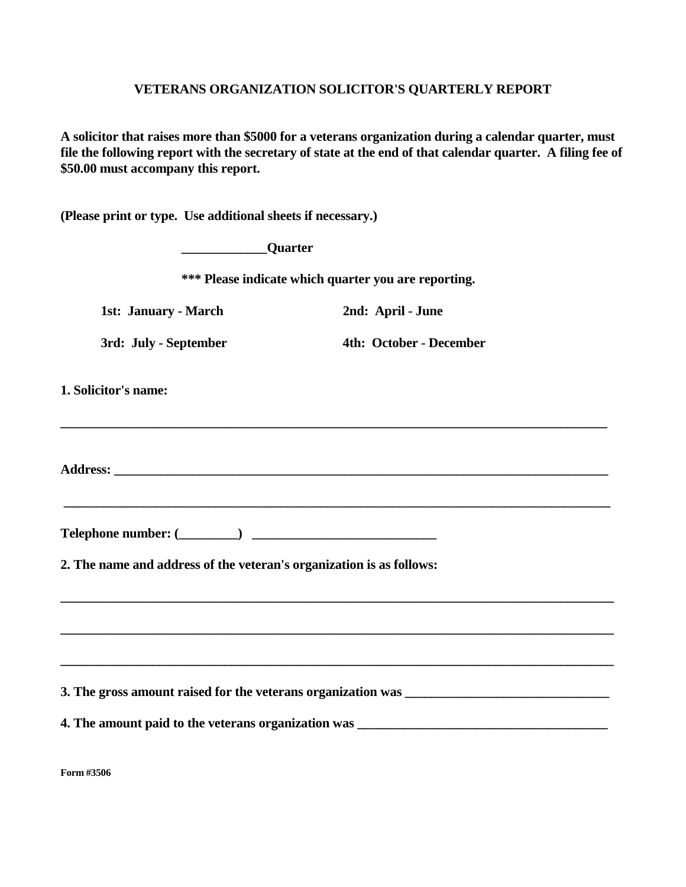# VETERANS ORGANIZATION SOLICITOR'S QUARTERLY REPORT

**A solicitor that raises more than $5000 for a veterans organization during a calendar quarter, must file the following report with the secretary of state at the end of that calendar quarter. A filing fee of $50.00 must accompany this report.**

**(Please print or type. Use additional sheets if necessary.)**

**_____________Quarter**

**\*\*\* Please indicate which quarter you are reporting.**

| | |
|---|---|
| **1st: January - March** | **2nd: April - June** |
| **3rd: July - September** | **4th: October - December** |

**1. Solicitor's name:**

**_______________________________________________________________________________**

**Address: ________________________________________________________________________**

**_______________________________________________________________________________**

**Telephone number: (_________) ____________________________**

**2. The name and address of the veteran's organization is as follows:**

**_______________________________________________________________________________**

**_______________________________________________________________________________**

**_______________________________________________________________________________**

**3. The gross amount raised for the veterans organization was _______________________________**

**4. The amount paid to the veterans organization was _____________________________________**

**Form #3506**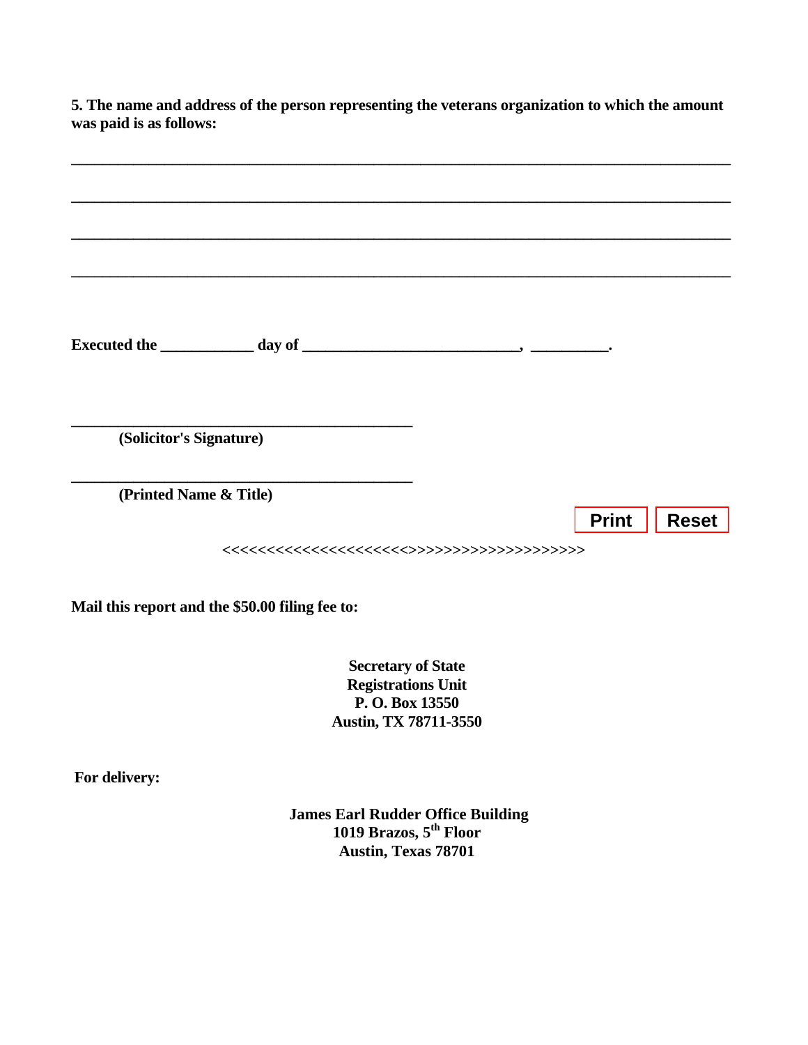**5. The name and address of the person representing the veterans organization to which the amount was paid is as follows:**

\_\_\_\_\_\_\_\_\_\_\_\_\_\_\_\_\_\_\_\_\_\_\_\_\_\_\_\_\_\_\_\_\_\_\_\_\_\_\_\_\_\_\_\_\_\_\_\_\_\_\_\_\_\_\_\_\_\_\_\_\_\_\_\_\_\_\_\_\_\_\_\_\_\_\_\_

\_\_\_\_\_\_\_\_\_\_\_\_\_\_\_\_\_\_\_\_\_\_\_\_\_\_\_\_\_\_\_\_\_\_\_\_\_\_\_\_\_\_\_\_\_\_\_\_\_\_\_\_\_\_\_\_\_\_\_\_\_\_\_\_\_\_\_\_\_\_\_\_\_\_\_\_

\_\_\_\_\_\_\_\_\_\_\_\_\_\_\_\_\_\_\_\_\_\_\_\_\_\_\_\_\_\_\_\_\_\_\_\_\_\_\_\_\_\_\_\_\_\_\_\_\_\_\_\_\_\_\_\_\_\_\_\_\_\_\_\_\_\_\_\_\_\_\_\_\_\_\_\_

\_\_\_\_\_\_\_\_\_\_\_\_\_\_\_\_\_\_\_\_\_\_\_\_\_\_\_\_\_\_\_\_\_\_\_\_\_\_\_\_\_\_\_\_\_\_\_\_\_\_\_\_\_\_\_\_\_\_\_\_\_\_\_\_\_\_\_\_\_\_\_\_\_\_\_\_

**Executed the \_\_\_\_\_\_\_\_\_\_\_\_ day of \_\_\_\_\_\_\_\_\_\_\_\_\_\_\_\_\_\_\_\_\_\_\_\_\_\_\_\_, \_\_\_\_\_\_\_\_\_\_.**

\_\_\_\_\_\_\_\_\_\_\_\_\_\_\_\_\_\_\_\_\_\_\_\_\_\_\_\_\_\_\_\_\_\_\_\_\_\_\_\_\_\_\_\_\_

**(Solicitor's Signature)**

\_\_\_\_\_\_\_\_\_\_\_\_\_\_\_\_\_\_\_\_\_\_\_\_\_\_\_\_\_\_\_\_\_\_\_\_\_\_\_\_\_\_\_\_\_

**(Printed Name & Title)**

Print Reset

<<<<<<<<<<<<<<<<<<<<<<>>>>>>>>>>>>>>>>>>>>>>

**Mail this report and the $50.00 filing fee to:**

**Secretary of State**
**Registrations Unit**
**P. O. Box 13550**
**Austin, TX 78711-3550**

**For delivery:**

**James Earl Rudder Office Building**
**1019 Brazos, 5th Floor**
**Austin, Texas 78701**